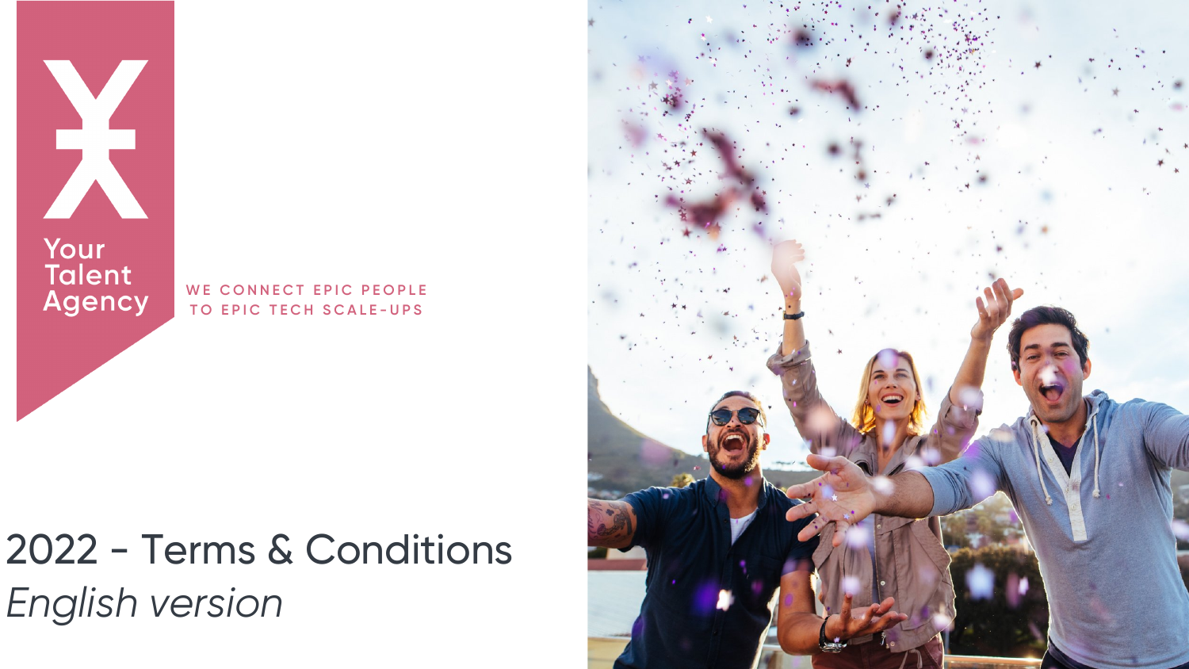Your Talent Agency

WE CONNECT EPIC PEOPLE
TO EPIC TECH SCALE-UPS

# 2022 - Terms & Conditions

*English version*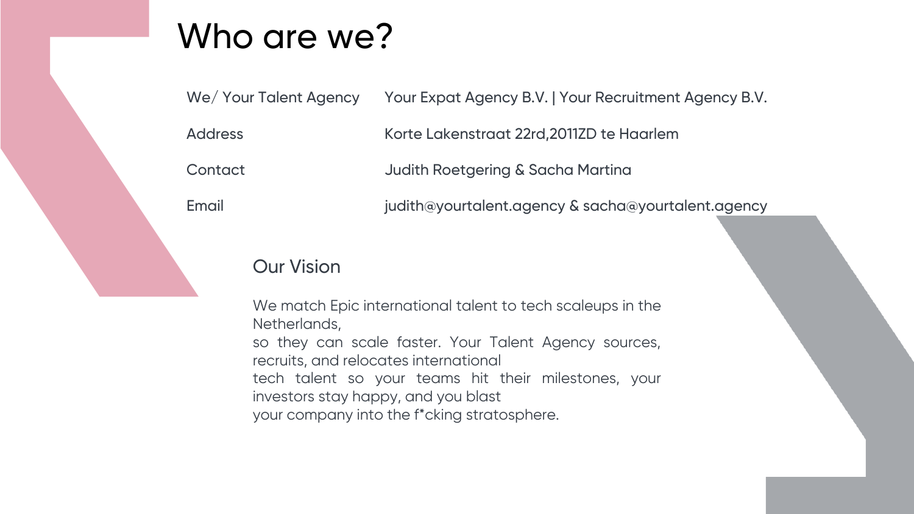# Who are we?

| | |
|---|---|
| We/ Your Talent Agency | Your Expat Agency B.V. \| Your Recruitment Agency B.V. |
| Address | Korte Lakenstraat 22rd,2011ZD te Haarlem |
| Contact | Judith Roetgering & Sacha Martina |
| Email | judith@yourtalent.agency & sacha@yourtalent.agency |

## Our Vision

We match Epic international talent to tech scaleups in the Netherlands,
so they can scale faster. Your Talent Agency sources, recruits, and relocates international
tech talent so your teams hit their milestones, your investors stay happy, and you blast
your company into the f*cking stratosphere.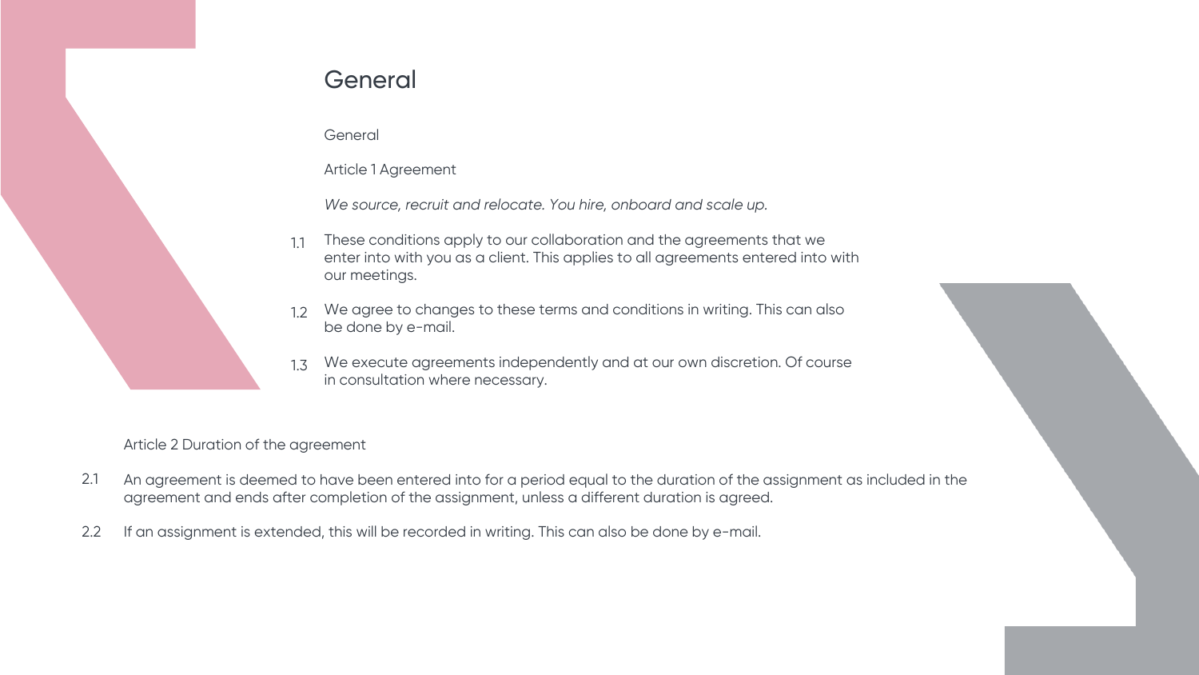# General

General

Article 1 Agreement

*We source, recruit and relocate. You hire, onboard and scale up.*

1.1 These conditions apply to our collaboration and the agreements that we enter into with you as a client. This applies to all agreements entered into with our meetings.

1.2 We agree to changes to these terms and conditions in writing. This can also be done by e-mail.

1.3 We execute agreements independently and at our own discretion. Of course in consultation where necessary.

Article 2 Duration of the agreement

2.1 An agreement is deemed to have been entered into for a period equal to the duration of the assignment as included in the agreement and ends after completion of the assignment, unless a different duration is agreed.

2.2 If an assignment is extended, this will be recorded in writing. This can also be done by e-mail.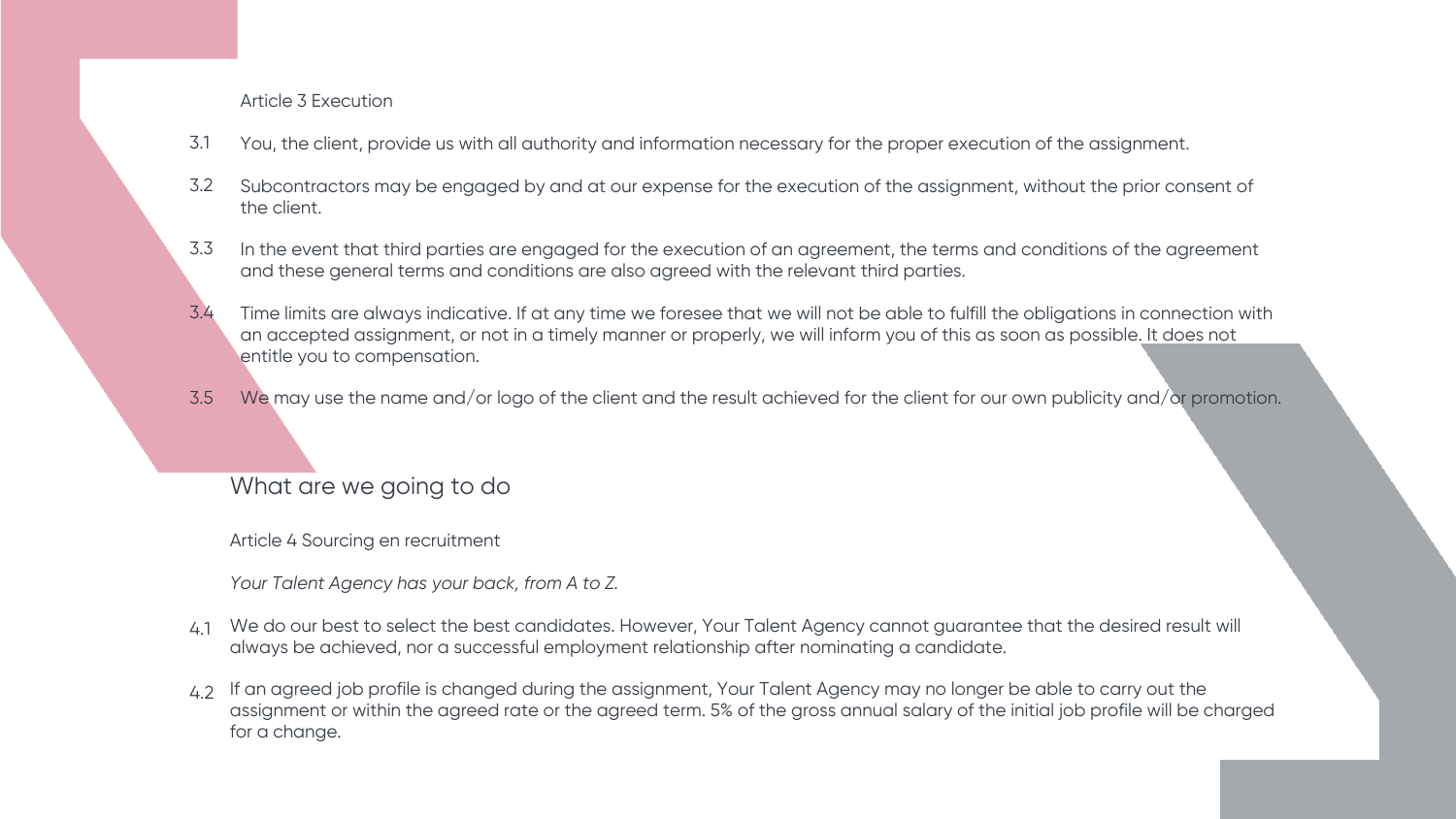Article 3 Execution

3.1 You, the client, provide us with all authority and information necessary for the proper execution of the assignment.

3.2 Subcontractors may be engaged by and at our expense for the execution of the assignment, without the prior consent of the client.

3.3 In the event that third parties are engaged for the execution of an agreement, the terms and conditions of the agreement and these general terms and conditions are also agreed with the relevant third parties.

3.4 Time limits are always indicative. If at any time we foresee that we will not be able to fulfill the obligations in connection with an accepted assignment, or not in a timely manner or properly, we will inform you of this as soon as possible. It does not entitle you to compensation.

3.5 We may use the name and/or logo of the client and the result achieved for the client for our own publicity and/or promotion.

## What are we going to do

Article 4 Sourcing en recruitment

*Your Talent Agency has your back, from A to Z.*

4.1 We do our best to select the best candidates. However, Your Talent Agency cannot guarantee that the desired result will always be achieved, nor a successful employment relationship after nominating a candidate.

4.2 If an agreed job profile is changed during the assignment, Your Talent Agency may no longer be able to carry out the assignment or within the agreed rate or the agreed term. 5% of the gross annual salary of the initial job profile will be charged for a change.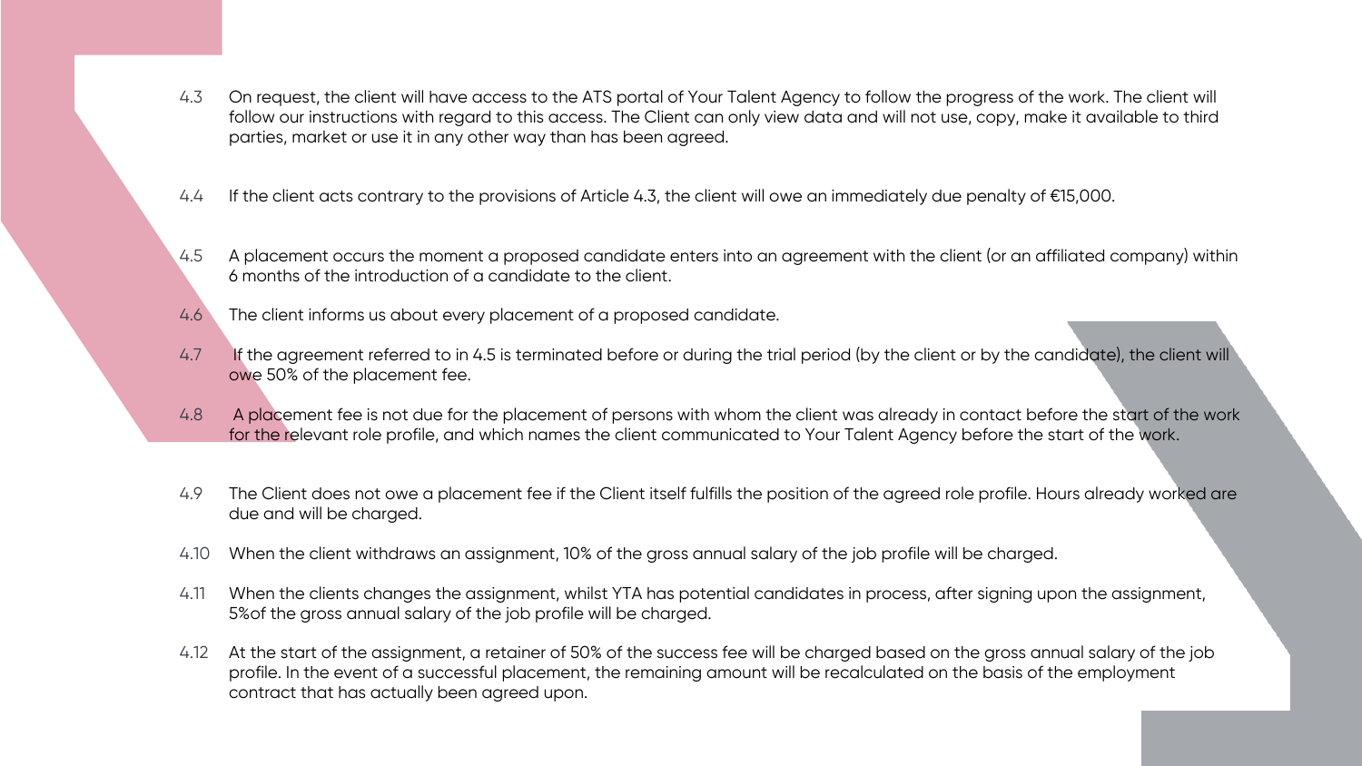4.3 On request, the client will have access to the ATS portal of Your Talent Agency to follow the progress of the work. The client will follow our instructions with regard to this access. The Client can only view data and will not use, copy, make it available to third parties, market or use it in any other way than has been agreed.

4.4 If the client acts contrary to the provisions of Article 4.3, the client will owe an immediately due penalty of €15,000.

4.5 A placement occurs the moment a proposed candidate enters into an agreement with the client (or an affiliated company) within 6 months of the introduction of a candidate to the client.

4.6 The client informs us about every placement of a proposed candidate.

4.7 If the agreement referred to in 4.5 is terminated before or during the trial period (by the client or by the candidate), the client will owe 50% of the placement fee.

4.8 A placement fee is not due for the placement of persons with whom the client was already in contact before the start of the work for the relevant role profile, and which names the client communicated to Your Talent Agency before the start of the work.

4.9 The Client does not owe a placement fee if the Client itself fulfills the position of the agreed role profile. Hours already worked are due and will be charged.

4.10 When the client withdraws an assignment, 10% of the gross annual salary of the job profile will be charged.

4.11 When the clients changes the assignment, whilst YTA has potential candidates in process, after signing upon the assignment, 5%of the gross annual salary of the job profile will be charged.

4.12 At the start of the assignment, a retainer of 50% of the success fee will be charged based on the gross annual salary of the job profile. In the event of a successful placement, the remaining amount will be recalculated on the basis of the employment contract that has actually been agreed upon.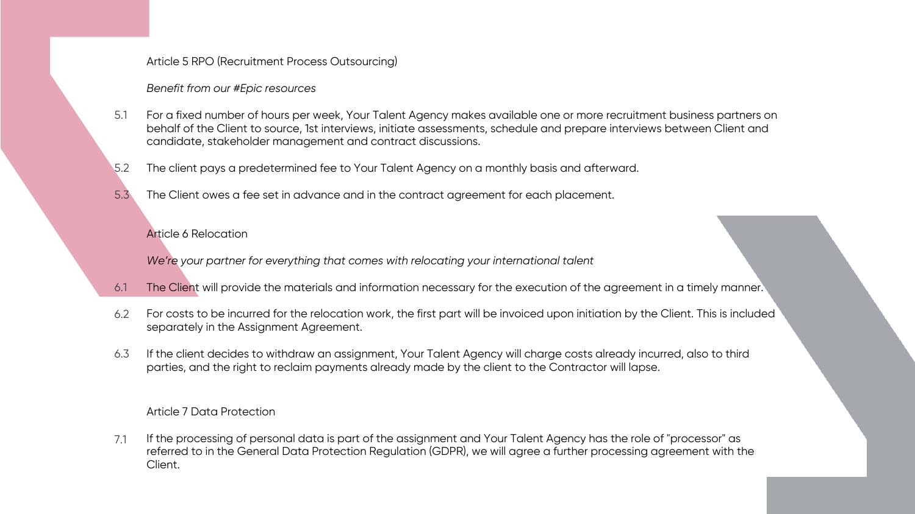## Article 5 RPO (Recruitment Process Outsourcing)

*Benefit from our #Epic resources*

5.1 For a fixed number of hours per week, Your Talent Agency makes available one or more recruitment business partners on behalf of the Client to source, 1st interviews, initiate assessments, schedule and prepare interviews between Client and candidate, stakeholder management and contract discussions.

5.2 The client pays a predetermined fee to Your Talent Agency on a monthly basis and afterward.

5.3 The Client owes a fee set in advance and in the contract agreement for each placement.

## Article 6 Relocation

*We're your partner for everything that comes with relocating your international talent*

6.1 The Client will provide the materials and information necessary for the execution of the agreement in a timely manner.

6.2 For costs to be incurred for the relocation work, the first part will be invoiced upon initiation by the Client. This is included separately in the Assignment Agreement.

6.3 If the client decides to withdraw an assignment, Your Talent Agency will charge costs already incurred, also to third parties, and the right to reclaim payments already made by the client to the Contractor will lapse.

## Article 7 Data Protection

7.1 If the processing of personal data is part of the assignment and Your Talent Agency has the role of "processor" as referred to in the General Data Protection Regulation (GDPR), we will agree a further processing agreement with the Client.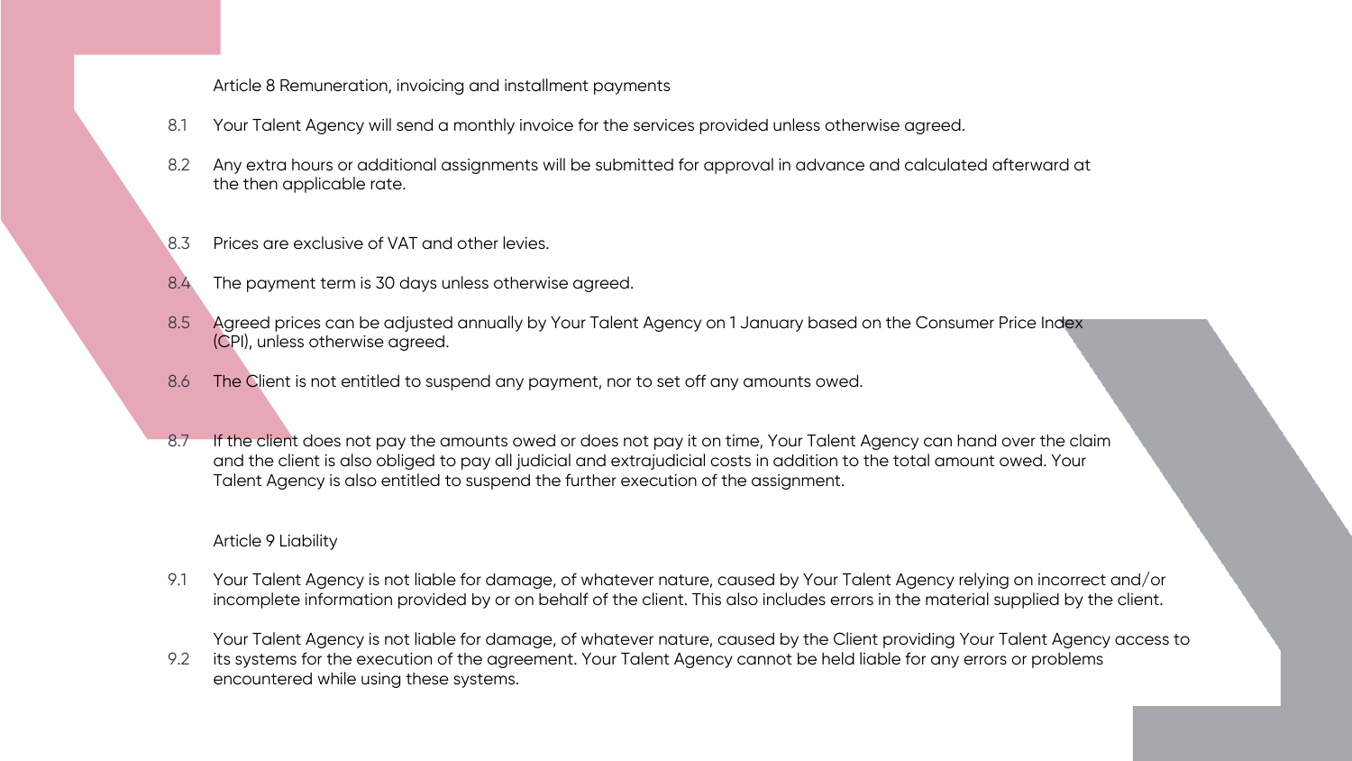## Article 8 Remuneration, invoicing and installment payments

8.1 Your Talent Agency will send a monthly invoice for the services provided unless otherwise agreed.

8.2 Any extra hours or additional assignments will be submitted for approval in advance and calculated afterward at the then applicable rate.

8.3 Prices are exclusive of VAT and other levies.

8.4 The payment term is 30 days unless otherwise agreed.

8.5 Agreed prices can be adjusted annually by Your Talent Agency on 1 January based on the Consumer Price Index (CPI), unless otherwise agreed.

8.6 The Client is not entitled to suspend any payment, nor to set off any amounts owed.

8.7 If the client does not pay the amounts owed or does not pay it on time, Your Talent Agency can hand over the claim and the client is also obliged to pay all judicial and extrajudicial costs in addition to the total amount owed. Your Talent Agency is also entitled to suspend the further execution of the assignment.

## Article 9 Liability

9.1 Your Talent Agency is not liable for damage, of whatever nature, caused by Your Talent Agency relying on incorrect and/or incomplete information provided by or on behalf of the client. This also includes errors in the material supplied by the client.

9.2 Your Talent Agency is not liable for damage, of whatever nature, caused by the Client providing Your Talent Agency access to its systems for the execution of the agreement. Your Talent Agency cannot be held liable for any errors or problems encountered while using these systems.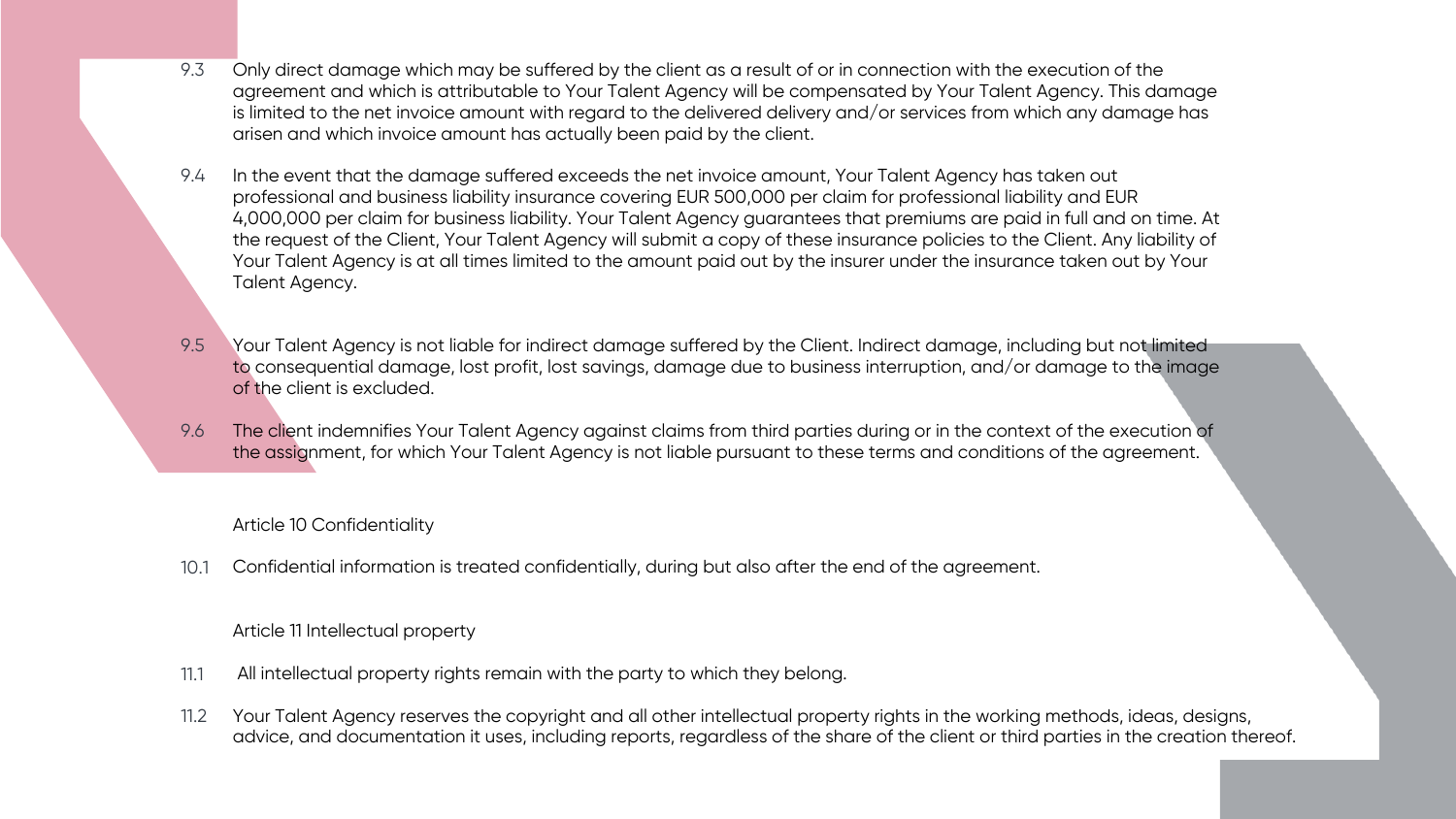9.3 Only direct damage which may be suffered by the client as a result of or in connection with the execution of the agreement and which is attributable to Your Talent Agency will be compensated by Your Talent Agency. This damage is limited to the net invoice amount with regard to the delivered delivery and/or services from which any damage has arisen and which invoice amount has actually been paid by the client.

9.4 In the event that the damage suffered exceeds the net invoice amount, Your Talent Agency has taken out professional and business liability insurance covering EUR 500,000 per claim for professional liability and EUR 4,000,000 per claim for business liability. Your Talent Agency guarantees that premiums are paid in full and on time. At the request of the Client, Your Talent Agency will submit a copy of these insurance policies to the Client. Any liability of Your Talent Agency is at all times limited to the amount paid out by the insurer under the insurance taken out by Your Talent Agency.

9.5 Your Talent Agency is not liable for indirect damage suffered by the Client. Indirect damage, including but not limited to consequential damage, lost profit, lost savings, damage due to business interruption, and/or damage to the image of the client is excluded.

9.6 The client indemnifies Your Talent Agency against claims from third parties during or in the context of the execution of the assignment, for which Your Talent Agency is not liable pursuant to these terms and conditions of the agreement.

## Article 10 Confidentiality

10.1 Confidential information is treated confidentially, during but also after the end of the agreement.

## Article 11 Intellectual property

11.1 All intellectual property rights remain with the party to which they belong.

11.2 Your Talent Agency reserves the copyright and all other intellectual property rights in the working methods, ideas, designs, advice, and documentation it uses, including reports, regardless of the share of the client or third parties in the creation thereof.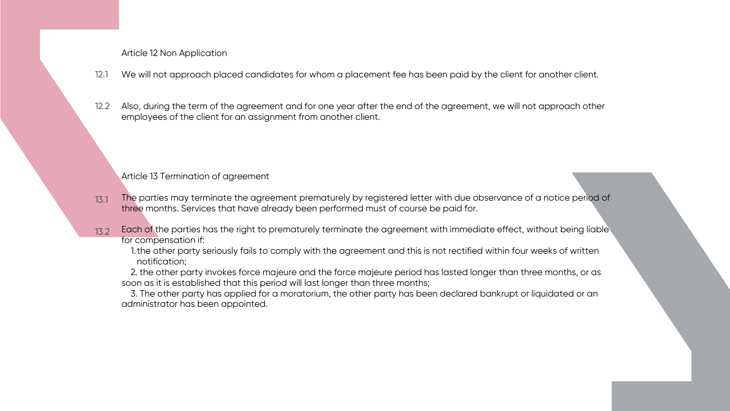## Article 12 Non Application

12.1 We will not approach placed candidates for whom a placement fee has been paid by the client for another client.

12.2 Also, during the term of the agreement and for one year after the end of the agreement, we will not approach other employees of the client for an assignment from another client.

## Article 13 Termination of agreement

13.1 The parties may terminate the agreement prematurely by registered letter with due observance of a notice period of three months. Services that have already been performed must of course be paid for.

13.2 Each of the parties has the right to prematurely terminate the agreement with immediate effect, without being liable for compensation if:

1. the other party seriously fails to comply with the agreement and this is not rectified within four weeks of written notification;
2. the other party invokes force majeure and the force majeure period has lasted longer than three months, or as soon as it is established that this period will last longer than three months;
3. The other party has applied for a moratorium, the other party has been declared bankrupt or liquidated or an administrator has been appointed.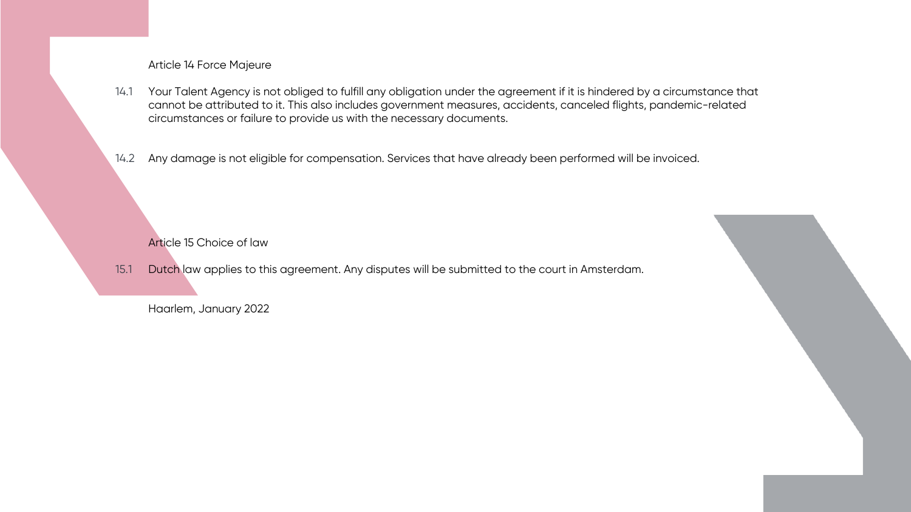## Article 14 Force Majeure

14.1 Your Talent Agency is not obliged to fulfill any obligation under the agreement if it is hindered by a circumstance that cannot be attributed to it. This also includes government measures, accidents, canceled flights, pandemic-related circumstances or failure to provide us with the necessary documents.

14.2 Any damage is not eligible for compensation. Services that have already been performed will be invoiced.

## Article 15 Choice of law

15.1 Dutch law applies to this agreement. Any disputes will be submitted to the court in Amsterdam.

Haarlem, January 2022